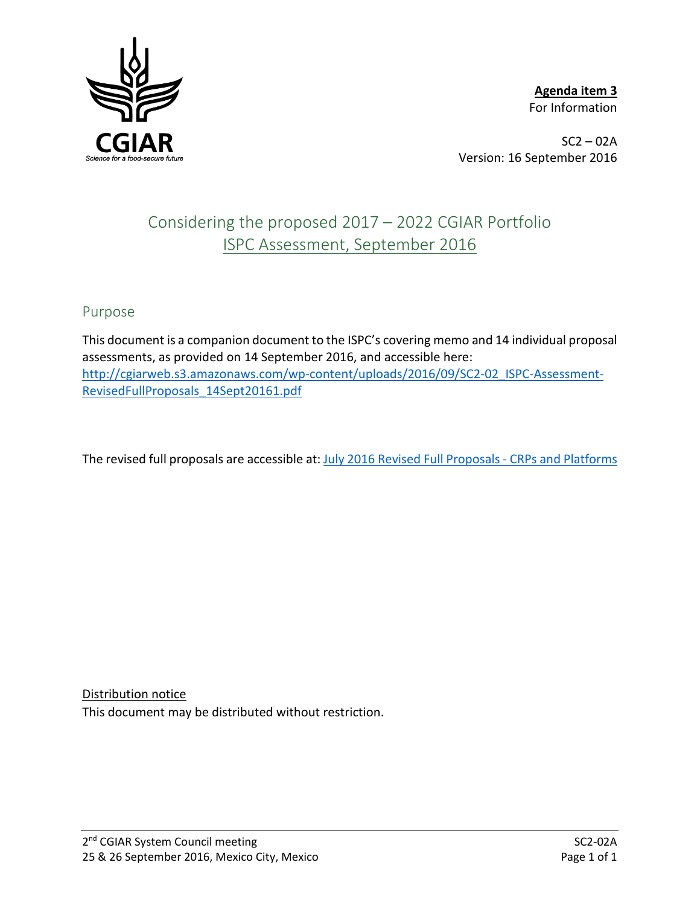**Agenda item 3**
For Information

SC2 – 02A
Version: 16 September 2016

# Considering the proposed 2017 – 2022 CGIAR Portfolio
# ISPC Assessment, September 2016

## Purpose

This document is a companion document to the ISPC's covering memo and 14 individual proposal assessments, as provided on 14 September 2016, and accessible here: http://cgiarweb.s3.amazonaws.com/wp-content/uploads/2016/09/SC2-02_ISPC-Assessment-RevisedFullProposals_14Sept20161.pdf

The revised full proposals are accessible at: July 2016 Revised Full Proposals - CRPs and Platforms

Distribution notice
This document may be distributed without restriction.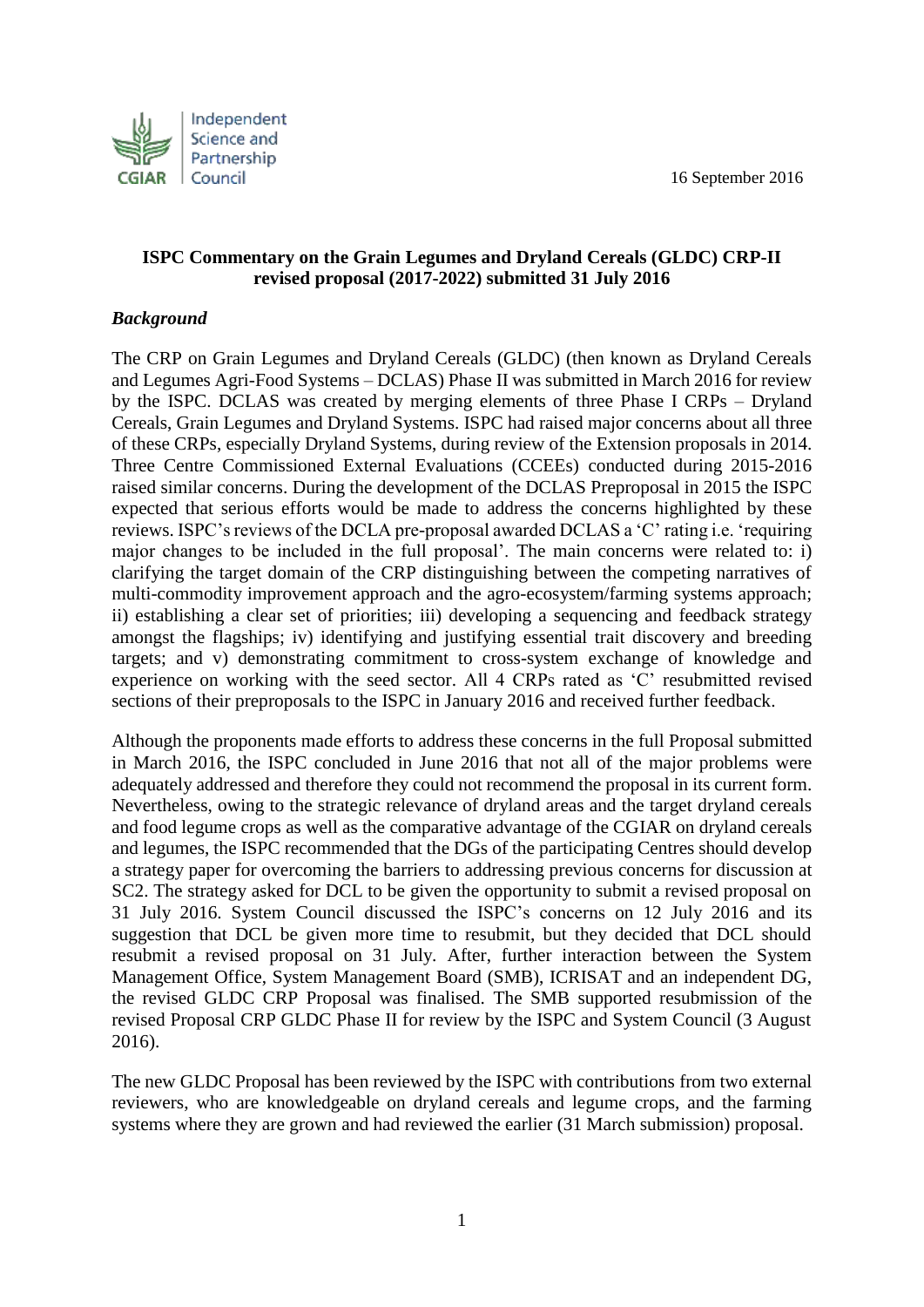16 September 2016

**ISPC Commentary on the Grain Legumes and Dryland Cereals (GLDC) CRP-II revised proposal (2017-2022) submitted 31 July 2016**

***Background***

The CRP on Grain Legumes and Dryland Cereals (GLDC) (then known as Dryland Cereals and Legumes Agri-Food Systems – DCLAS) Phase II was submitted in March 2016 for review by the ISPC. DCLAS was created by merging elements of three Phase I CRPs – Dryland Cereals, Grain Legumes and Dryland Systems. ISPC had raised major concerns about all three of these CRPs, especially Dryland Systems, during review of the Extension proposals in 2014. Three Centre Commissioned External Evaluations (CCEEs) conducted during 2015-2016 raised similar concerns. During the development of the DCLAS Preproposal in 2015 the ISPC expected that serious efforts would be made to address the concerns highlighted by these reviews. ISPC's reviews of the DCLA pre-proposal awarded DCLAS a 'C' rating i.e. 'requiring major changes to be included in the full proposal'. The main concerns were related to: i) clarifying the target domain of the CRP distinguishing between the competing narratives of multi-commodity improvement approach and the agro-ecosystem/farming systems approach; ii) establishing a clear set of priorities; iii) developing a sequencing and feedback strategy amongst the flagships; iv) identifying and justifying essential trait discovery and breeding targets; and v) demonstrating commitment to cross-system exchange of knowledge and experience on working with the seed sector. All 4 CRPs rated as 'C' resubmitted revised sections of their preproposals to the ISPC in January 2016 and received further feedback.

Although the proponents made efforts to address these concerns in the full Proposal submitted in March 2016, the ISPC concluded in June 2016 that not all of the major problems were adequately addressed and therefore they could not recommend the proposal in its current form. Nevertheless, owing to the strategic relevance of dryland areas and the target dryland cereals and food legume crops as well as the comparative advantage of the CGIAR on dryland cereals and legumes, the ISPC recommended that the DGs of the participating Centres should develop a strategy paper for overcoming the barriers to addressing previous concerns for discussion at SC2. The strategy asked for DCL to be given the opportunity to submit a revised proposal on 31 July 2016. System Council discussed the ISPC's concerns on 12 July 2016 and its suggestion that DCL be given more time to resubmit, but they decided that DCL should resubmit a revised proposal on 31 July. After, further interaction between the System Management Office, System Management Board (SMB), ICRISAT and an independent DG, the revised GLDC CRP Proposal was finalised. The SMB supported resubmission of the revised Proposal CRP GLDC Phase II for review by the ISPC and System Council (3 August 2016).

The new GLDC Proposal has been reviewed by the ISPC with contributions from two external reviewers, who are knowledgeable on dryland cereals and legume crops, and the farming systems where they are grown and had reviewed the earlier (31 March submission) proposal.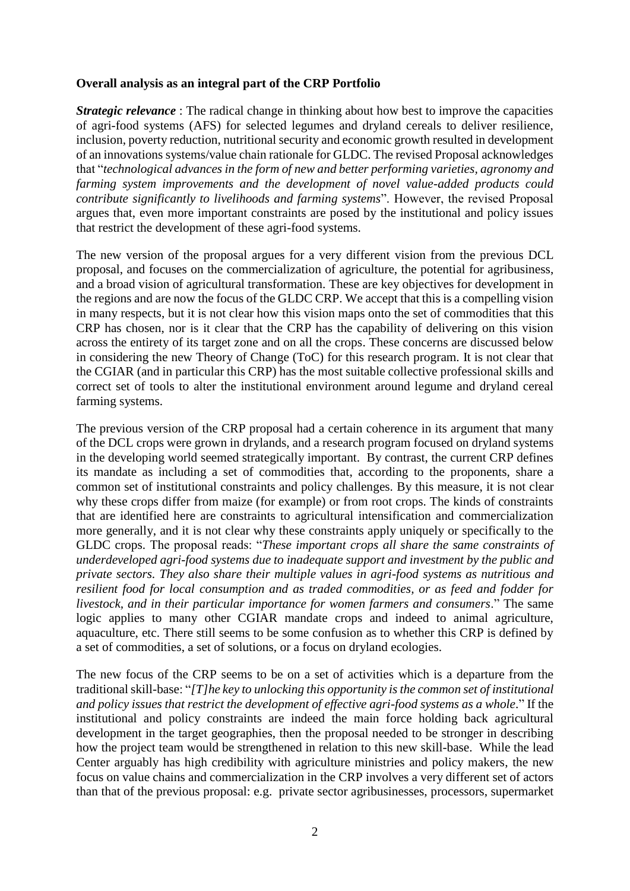**Overall analysis as an integral part of the CRP Portfolio**

***Strategic relevance*** : The radical change in thinking about how best to improve the capacities of agri-food systems (AFS) for selected legumes and dryland cereals to deliver resilience, inclusion, poverty reduction, nutritional security and economic growth resulted in development of an innovations systems/value chain rationale for GLDC. The revised Proposal acknowledges that "*technological advances in the form of new and better performing varieties, agronomy and farming system improvements and the development of novel value-added products could contribute significantly to livelihoods and farming systems*". However, the revised Proposal argues that, even more important constraints are posed by the institutional and policy issues that restrict the development of these agri-food systems.

The new version of the proposal argues for a very different vision from the previous DCL proposal, and focuses on the commercialization of agriculture, the potential for agribusiness, and a broad vision of agricultural transformation. These are key objectives for development in the regions and are now the focus of the GLDC CRP. We accept that this is a compelling vision in many respects, but it is not clear how this vision maps onto the set of commodities that this CRP has chosen, nor is it clear that the CRP has the capability of delivering on this vision across the entirety of its target zone and on all the crops. These concerns are discussed below in considering the new Theory of Change (ToC) for this research program. It is not clear that the CGIAR (and in particular this CRP) has the most suitable collective professional skills and correct set of tools to alter the institutional environment around legume and dryland cereal farming systems.

The previous version of the CRP proposal had a certain coherence in its argument that many of the DCL crops were grown in drylands, and a research program focused on dryland systems in the developing world seemed strategically important. By contrast, the current CRP defines its mandate as including a set of commodities that, according to the proponents, share a common set of institutional constraints and policy challenges. By this measure, it is not clear why these crops differ from maize (for example) or from root crops. The kinds of constraints that are identified here are constraints to agricultural intensification and commercialization more generally, and it is not clear why these constraints apply uniquely or specifically to the GLDC crops. The proposal reads: "*These important crops all share the same constraints of underdeveloped agri-food systems due to inadequate support and investment by the public and private sectors. They also share their multiple values in agri-food systems as nutritious and resilient food for local consumption and as traded commodities, or as feed and fodder for livestock, and in their particular importance for women farmers and consumers*." The same logic applies to many other CGIAR mandate crops and indeed to animal agriculture, aquaculture, etc. There still seems to be some confusion as to whether this CRP is defined by a set of commodities, a set of solutions, or a focus on dryland ecologies.

The new focus of the CRP seems to be on a set of activities which is a departure from the traditional skill-base: "*[T]he key to unlocking this opportunity is the common set of institutional and policy issues that restrict the development of effective agri-food systems as a whole*." If the institutional and policy constraints are indeed the main force holding back agricultural development in the target geographies, then the proposal needed to be stronger in describing how the project team would be strengthened in relation to this new skill-base. While the lead Center arguably has high credibility with agriculture ministries and policy makers, the new focus on value chains and commercialization in the CRP involves a very different set of actors than that of the previous proposal: e.g. private sector agribusinesses, processors, supermarket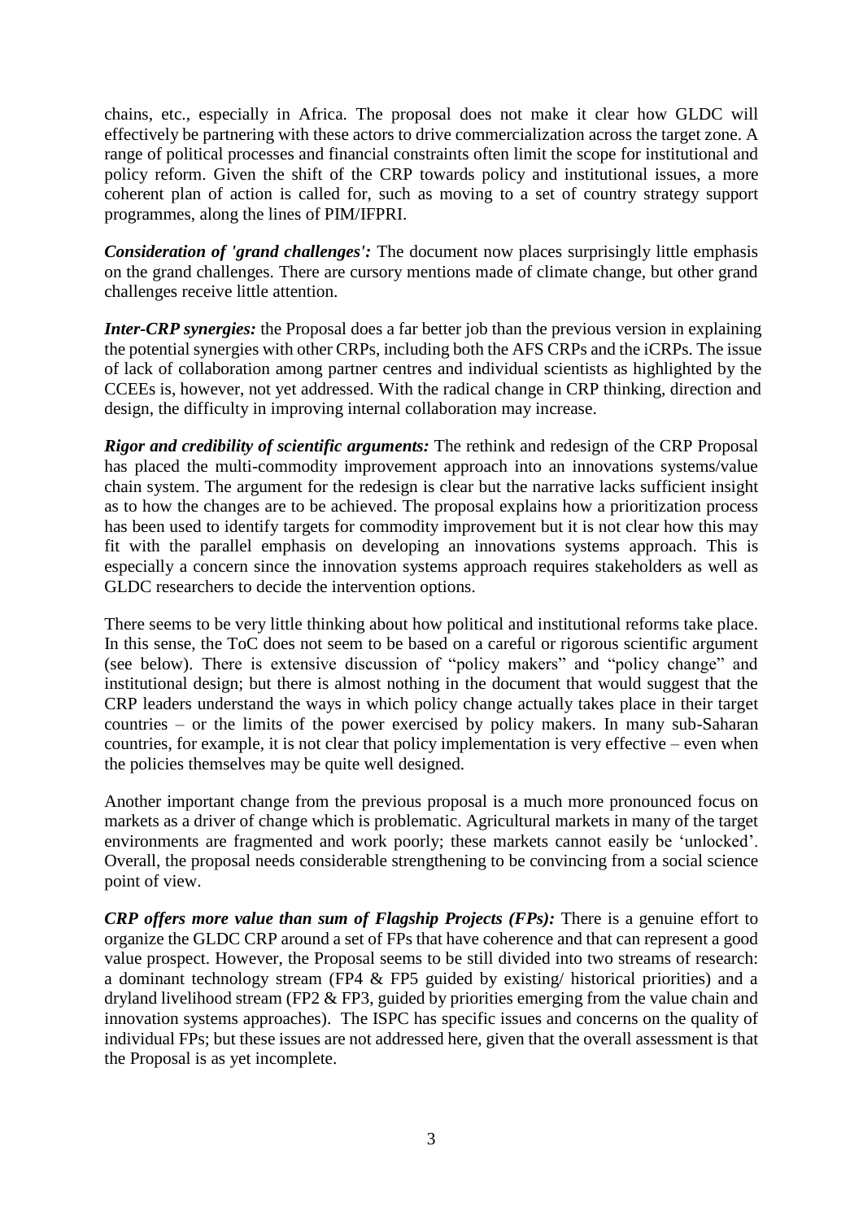chains, etc., especially in Africa. The proposal does not make it clear how GLDC will effectively be partnering with these actors to drive commercialization across the target zone. A range of political processes and financial constraints often limit the scope for institutional and policy reform. Given the shift of the CRP towards policy and institutional issues, a more coherent plan of action is called for, such as moving to a set of country strategy support programmes, along the lines of PIM/IFPRI.

***Consideration of 'grand challenges':*** The document now places surprisingly little emphasis on the grand challenges. There are cursory mentions made of climate change, but other grand challenges receive little attention.

***Inter-CRP synergies:*** the Proposal does a far better job than the previous version in explaining the potential synergies with other CRPs, including both the AFS CRPs and the iCRPs. The issue of lack of collaboration among partner centres and individual scientists as highlighted by the CCEEs is, however, not yet addressed. With the radical change in CRP thinking, direction and design, the difficulty in improving internal collaboration may increase.

***Rigor and credibility of scientific arguments:*** The rethink and redesign of the CRP Proposal has placed the multi-commodity improvement approach into an innovations systems/value chain system. The argument for the redesign is clear but the narrative lacks sufficient insight as to how the changes are to be achieved. The proposal explains how a prioritization process has been used to identify targets for commodity improvement but it is not clear how this may fit with the parallel emphasis on developing an innovations systems approach. This is especially a concern since the innovation systems approach requires stakeholders as well as GLDC researchers to decide the intervention options.

There seems to be very little thinking about how political and institutional reforms take place. In this sense, the ToC does not seem to be based on a careful or rigorous scientific argument (see below). There is extensive discussion of "policy makers" and "policy change" and institutional design; but there is almost nothing in the document that would suggest that the CRP leaders understand the ways in which policy change actually takes place in their target countries – or the limits of the power exercised by policy makers. In many sub-Saharan countries, for example, it is not clear that policy implementation is very effective – even when the policies themselves may be quite well designed.

Another important change from the previous proposal is a much more pronounced focus on markets as a driver of change which is problematic. Agricultural markets in many of the target environments are fragmented and work poorly; these markets cannot easily be 'unlocked'. Overall, the proposal needs considerable strengthening to be convincing from a social science point of view.

***CRP offers more value than sum of Flagship Projects (FPs):*** There is a genuine effort to organize the GLDC CRP around a set of FPs that have coherence and that can represent a good value prospect. However, the Proposal seems to be still divided into two streams of research: a dominant technology stream (FP4 & FP5 guided by existing/ historical priorities) and a dryland livelihood stream (FP2 & FP3, guided by priorities emerging from the value chain and innovation systems approaches). The ISPC has specific issues and concerns on the quality of individual FPs; but these issues are not addressed here, given that the overall assessment is that the Proposal is as yet incomplete.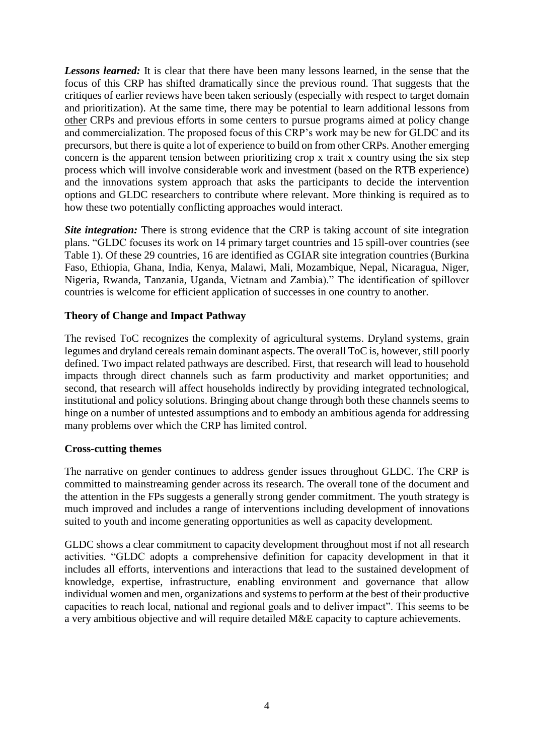***Lessons learned:*** It is clear that there have been many lessons learned, in the sense that the focus of this CRP has shifted dramatically since the previous round. That suggests that the critiques of earlier reviews have been taken seriously (especially with respect to target domain and prioritization). At the same time, there may be potential to learn additional lessons from other CRPs and previous efforts in some centers to pursue programs aimed at policy change and commercialization. The proposed focus of this CRP's work may be new for GLDC and its precursors, but there is quite a lot of experience to build on from other CRPs. Another emerging concern is the apparent tension between prioritizing crop x trait x country using the six step process which will involve considerable work and investment (based on the RTB experience) and the innovations system approach that asks the participants to decide the intervention options and GLDC researchers to contribute where relevant. More thinking is required as to how these two potentially conflicting approaches would interact.

***Site integration:*** There is strong evidence that the CRP is taking account of site integration plans. "GLDC focuses its work on 14 primary target countries and 15 spill-over countries (see Table 1). Of these 29 countries, 16 are identified as CGIAR site integration countries (Burkina Faso, Ethiopia, Ghana, India, Kenya, Malawi, Mali, Mozambique, Nepal, Nicaragua, Niger, Nigeria, Rwanda, Tanzania, Uganda, Vietnam and Zambia)." The identification of spillover countries is welcome for efficient application of successes in one country to another.

**Theory of Change and Impact Pathway**

The revised ToC recognizes the complexity of agricultural systems. Dryland systems, grain legumes and dryland cereals remain dominant aspects. The overall ToC is, however, still poorly defined. Two impact related pathways are described. First, that research will lead to household impacts through direct channels such as farm productivity and market opportunities; and second, that research will affect households indirectly by providing integrated technological, institutional and policy solutions. Bringing about change through both these channels seems to hinge on a number of untested assumptions and to embody an ambitious agenda for addressing many problems over which the CRP has limited control.

**Cross-cutting themes**

The narrative on gender continues to address gender issues throughout GLDC. The CRP is committed to mainstreaming gender across its research. The overall tone of the document and the attention in the FPs suggests a generally strong gender commitment. The youth strategy is much improved and includes a range of interventions including development of innovations suited to youth and income generating opportunities as well as capacity development.

GLDC shows a clear commitment to capacity development throughout most if not all research activities. "GLDC adopts a comprehensive definition for capacity development in that it includes all efforts, interventions and interactions that lead to the sustained development of knowledge, expertise, infrastructure, enabling environment and governance that allow individual women and men, organizations and systems to perform at the best of their productive capacities to reach local, national and regional goals and to deliver impact". This seems to be a very ambitious objective and will require detailed M&E capacity to capture achievements.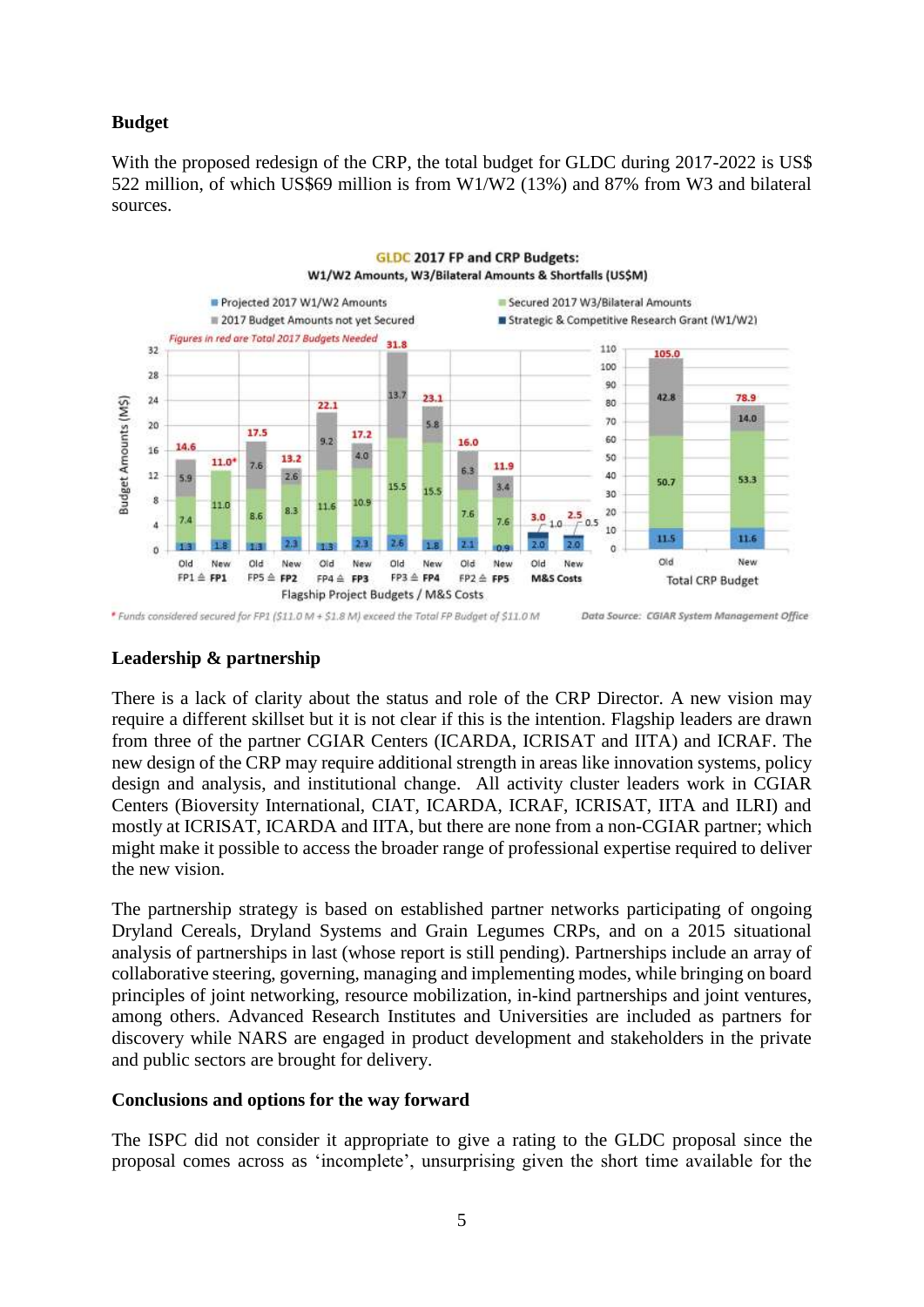**Budget**

With the proposed redesign of the CRP, the total budget for GLDC during 2017-2022 is US$ 522 million, of which US$69 million is from W1/W2 (13%) and 87% from W3 and bilateral sources.

**GLDC 2017 FP and CRP Budgets: W1/W2 Amounts, W3/Bilateral Amounts & Shortfalls (US$M)**

Legend: Projected 2017 W1/W2 Amounts; Secured 2017 W3/Bilateral Amounts; 2017 Budget Amounts not yet Secured; Strategic & Competitive Research Grant (W1/W2)

*Figures in red are Total 2017 Budgets Needed*

| Flagship Project Budgets / M&S Costs | Projected 2017 W1/W2 | Secured 2017 W3/Bilateral | Not yet Secured | Strategic & Competitive Research Grant (W1/W2) | Total 2017 Budget Needed |
|---|---|---|---|---|---|
| Old FP1 ≙ New FP1 (Old) | 1.3 | 7.4 | 5.9 | | 14.6 |
| Old FP1 ≙ New FP1 (New) | 1.8 | 11.0 | | | 11.0* |
| Old FP5 ≙ New FP2 (Old) | 1.3 | 8.6 | 7.6 | | 17.5 |
| Old FP5 ≙ New FP2 (New) | 2.3 | 8.3 | 2.6 | | 13.2 |
| Old FP4 ≙ New FP3 (Old) | 1.3 | 11.6 | 9.2 | | 22.1 |
| Old FP4 ≙ New FP3 (New) | 2.3 | 10.9 | 4.0 | | 17.2 |
| Old FP3 ≙ New FP4 (Old) | 2.6 | 15.5 | 13.7 | | 31.8 |
| Old FP3 ≙ New FP4 (New) | 1.8 | 15.5 | 5.8 | | 23.1 |
| Old FP2 ≙ New FP5 (Old) | 2.1 | 7.6 | 6.3 | | 16.0 |
| Old FP2 ≙ New FP5 (New) | 0.9 | 7.6 | 3.4 | | 11.9 |
| M&S Costs (Old) | 2.0 | | | 1.0 | 3.0 |
| M&S Costs (New) | 2.0 | | | 0.5 | 2.5 |
| Total CRP Budget (Old) | 11.5 | 50.7 | 42.8 | | 105.0 |
| Total CRP Budget (New) | 11.6 | 53.3 | 14.0 | | 78.9 |

\* Funds considered secured for FP1 ($11.0 M + $1.8 M) exceed the Total FP Budget of $11.0 M

Data Source: CGIAR System Management Office

**Leadership & partnership**

There is a lack of clarity about the status and role of the CRP Director. A new vision may require a different skillset but it is not clear if this is the intention. Flagship leaders are drawn from three of the partner CGIAR Centers (ICARDA, ICRISAT and IITA) and ICRAF. The new design of the CRP may require additional strength in areas like innovation systems, policy design and analysis, and institutional change. All activity cluster leaders work in CGIAR Centers (Bioversity International, CIAT, ICARDA, ICRAF, ICRISAT, IITA and ILRI) and mostly at ICRISAT, ICARDA and IITA, but there are none from a non-CGIAR partner; which might make it possible to access the broader range of professional expertise required to deliver the new vision.

The partnership strategy is based on established partner networks participating of ongoing Dryland Cereals, Dryland Systems and Grain Legumes CRPs, and on a 2015 situational analysis of partnerships in last (whose report is still pending). Partnerships include an array of collaborative steering, governing, managing and implementing modes, while bringing on board principles of joint networking, resource mobilization, in-kind partnerships and joint ventures, among others. Advanced Research Institutes and Universities are included as partners for discovery while NARS are engaged in product development and stakeholders in the private and public sectors are brought for delivery.

**Conclusions and options for the way forward**

The ISPC did not consider it appropriate to give a rating to the GLDC proposal since the proposal comes across as 'incomplete', unsurprising given the short time available for the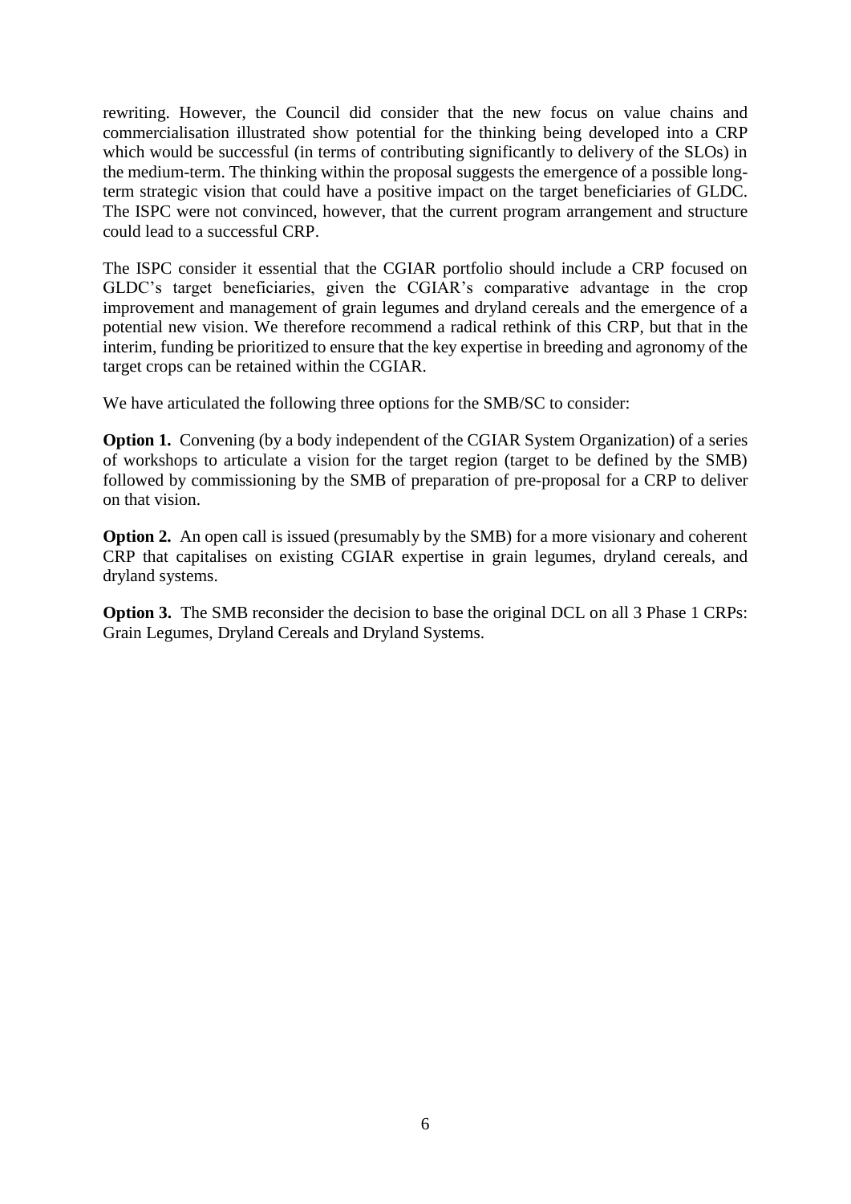rewriting. However, the Council did consider that the new focus on value chains and commercialisation illustrated show potential for the thinking being developed into a CRP which would be successful (in terms of contributing significantly to delivery of the SLOs) in the medium-term. The thinking within the proposal suggests the emergence of a possible long-term strategic vision that could have a positive impact on the target beneficiaries of GLDC. The ISPC were not convinced, however, that the current program arrangement and structure could lead to a successful CRP.

The ISPC consider it essential that the CGIAR portfolio should include a CRP focused on GLDC's target beneficiaries, given the CGIAR's comparative advantage in the crop improvement and management of grain legumes and dryland cereals and the emergence of a potential new vision. We therefore recommend a radical rethink of this CRP, but that in the interim, funding be prioritized to ensure that the key expertise in breeding and agronomy of the target crops can be retained within the CGIAR.

We have articulated the following three options for the SMB/SC to consider:

**Option 1.** Convening (by a body independent of the CGIAR System Organization) of a series of workshops to articulate a vision for the target region (target to be defined by the SMB) followed by commissioning by the SMB of preparation of pre-proposal for a CRP to deliver on that vision.

**Option 2.** An open call is issued (presumably by the SMB) for a more visionary and coherent CRP that capitalises on existing CGIAR expertise in grain legumes, dryland cereals, and dryland systems.

**Option 3.** The SMB reconsider the decision to base the original DCL on all 3 Phase 1 CRPs: Grain Legumes, Dryland Cereals and Dryland Systems.